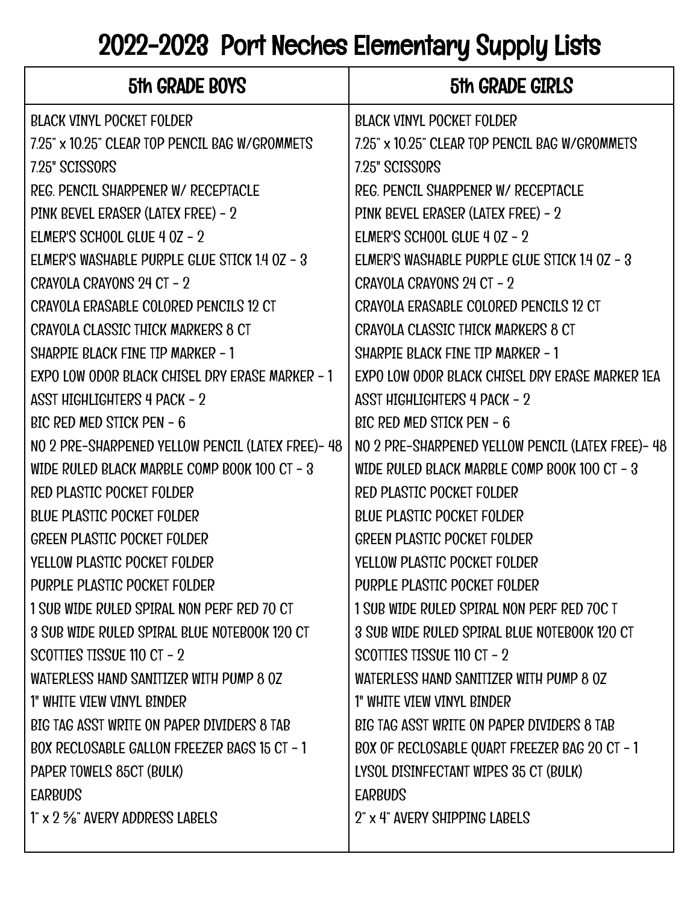# 2022-2023 Port Neches Elementary Supply Lists

| 5th GRADE BOYS | 5th GRADE GIRLS |
| --- | --- |
| BLACK VINYL POCKET FOLDER | BLACK VINYL POCKET FOLDER |
| 7.25" x 10.25" CLEAR TOP PENCIL BAG W/GROMMETS | 7.25" x 10.25" CLEAR TOP PENCIL BAG W/GROMMETS |
| 7.25" SCISSORS | 7.25" SCISSORS |
| REG. PENCIL SHARPENER W/ RECEPTACLE | REG. PENCIL SHARPENER W/ RECEPTACLE |
| PINK BEVEL ERASER (LATEX FREE) - 2 | PINK BEVEL ERASER (LATEX FREE) - 2 |
| ELMER'S SCHOOL GLUE 4 OZ - 2 | ELMER'S SCHOOL GLUE 4 OZ - 2 |
| ELMER'S WASHABLE PURPLE GLUE STICK 1.4 OZ - 3 | ELMER'S WASHABLE PURPLE GLUE STICK 1.4 OZ - 3 |
| CRAYOLA CRAYONS 24 CT - 2 | CRAYOLA CRAYONS 24 CT - 2 |
| CRAYOLA ERASABLE COLORED PENCILS 12 CT | CRAYOLA ERASABLE COLORED PENCILS 12 CT |
| CRAYOLA CLASSIC THICK MARKERS 8 CT | CRAYOLA CLASSIC THICK MARKERS 8 CT |
| SHARPIE BLACK FINE TIP MARKER - 1 | SHARPIE BLACK FINE TIP MARKER - 1 |
| EXPO LOW ODOR BLACK CHISEL DRY ERASE MARKER - 1 | EXPO LOW ODOR BLACK CHISEL DRY ERASE MARKER 1EA |
| ASST HIGHLIGHTERS 4 PACK - 2 | ASST HIGHLIGHTERS 4 PACK - 2 |
| BIC RED MED STICK PEN - 6 | BIC RED MED STICK PEN - 6 |
| NO 2 PRE-SHARPENED YELLOW PENCIL (LATEX FREE)- 48 | NO 2 PRE-SHARPENED YELLOW PENCIL (LATEX FREE)- 48 |
| WIDE RULED BLACK MARBLE COMP BOOK 100 CT - 3 | WIDE RULED BLACK MARBLE COMP BOOK 100 CT - 3 |
| RED PLASTIC POCKET FOLDER | RED PLASTIC POCKET FOLDER |
| BLUE PLASTIC POCKET FOLDER | BLUE PLASTIC POCKET FOLDER |
| GREEN PLASTIC POCKET FOLDER | GREEN PLASTIC POCKET FOLDER |
| YELLOW PLASTIC POCKET FOLDER | YELLOW PLASTIC POCKET FOLDER |
| PURPLE PLASTIC POCKET FOLDER | PURPLE PLASTIC POCKET FOLDER |
| 1 SUB WIDE RULED SPIRAL NON PERF RED 70 CT | 1 SUB WIDE RULED SPIRAL NON PERF RED 70C T |
| 3 SUB WIDE RULED SPIRAL BLUE NOTEBOOK 120 CT | 3 SUB WIDE RULED SPIRAL BLUE NOTEBOOK 120 CT |
| SCOTTIES TISSUE 110 CT - 2 | SCOTTIES TISSUE 110 CT - 2 |
| WATERLESS HAND SANITIZER WITH PUMP 8 OZ | WATERLESS HAND SANITIZER WITH PUMP 8 OZ |
| 1" WHITE VIEW VINYL BINDER | 1" WHITE VIEW VINYL BINDER |
| BIG TAG ASST WRITE ON PAPER DIVIDERS 8 TAB | BIG TAG ASST WRITE ON PAPER DIVIDERS 8 TAB |
| BOX RECLOSABLE GALLON FREEZER BAGS 15 CT - 1 | BOX OF RECLOSABLE QUART FREEZER BAG 20 CT - 1 |
| PAPER TOWELS 85CT (BULK) | LYSOL DISINFECTANT WIPES 35 CT (BULK) |
| EARBUDS | EARBUDS |
| 1" x 2 ⅝" AVERY ADDRESS LABELS | 2" x 4" AVERY SHIPPING LABELS |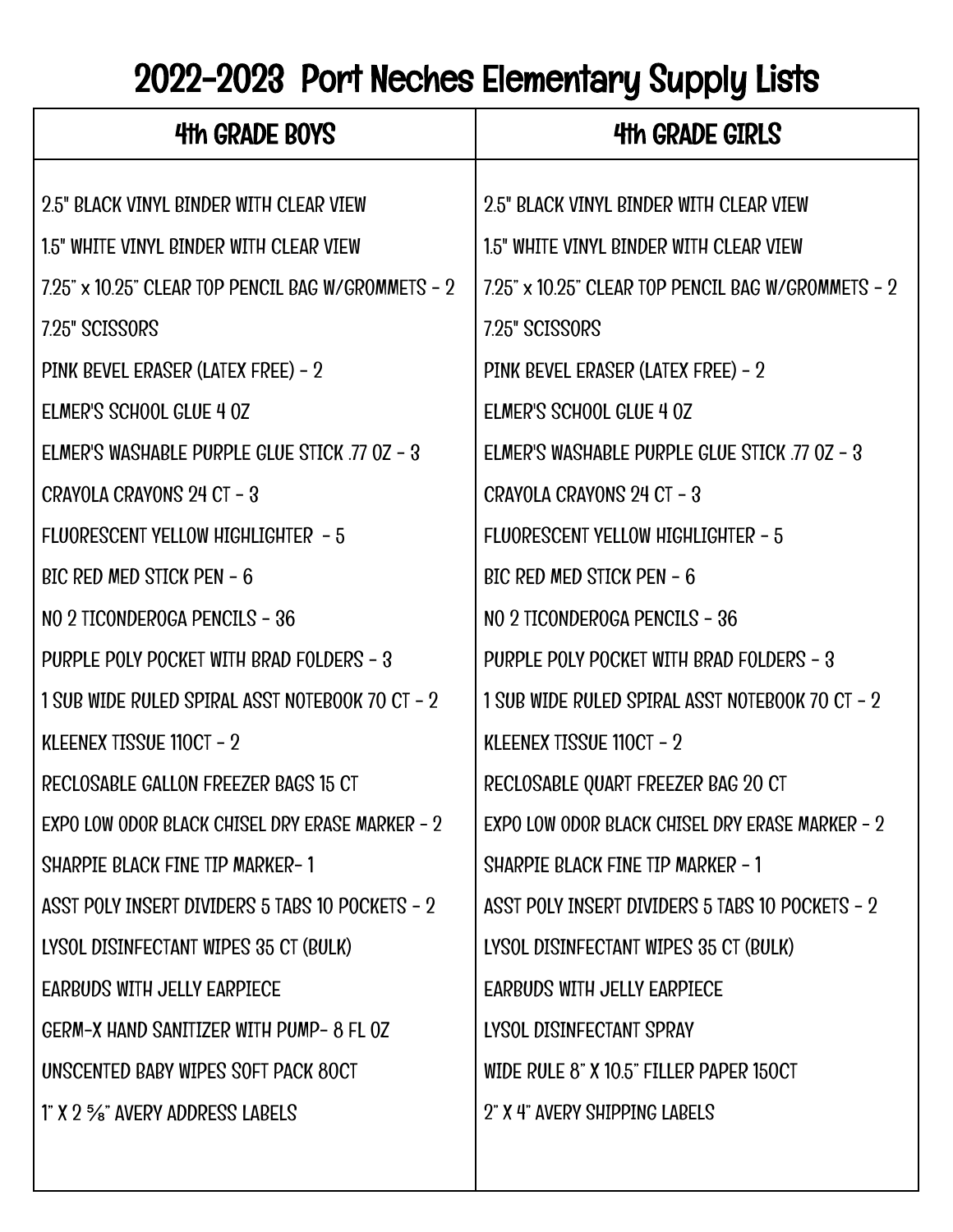# 2022-2023 Port Neches Elementary Supply Lists

| 4th GRADE BOYS | 4th GRADE GIRLS |
|---|---|
| 2.5" BLACK VINYL BINDER WITH CLEAR VIEW | 2.5" BLACK VINYL BINDER WITH CLEAR VIEW |
| 1.5" WHITE VINYL BINDER WITH CLEAR VIEW | 1.5" WHITE VINYL BINDER WITH CLEAR VIEW |
| 7.25" x 10.25" CLEAR TOP PENCIL BAG W/GROMMETS - 2 | 7.25" x 10.25" CLEAR TOP PENCIL BAG W/GROMMETS - 2 |
| 7.25" SCISSORS | 7.25" SCISSORS |
| PINK BEVEL ERASER (LATEX FREE) - 2 | PINK BEVEL ERASER (LATEX FREE) - 2 |
| ELMER'S SCHOOL GLUE 4 OZ | ELMER'S SCHOOL GLUE 4 OZ |
| ELMER'S WASHABLE PURPLE GLUE STICK .77 OZ - 3 | ELMER'S WASHABLE PURPLE GLUE STICK .77 OZ - 3 |
| CRAYOLA CRAYONS 24 CT - 3 | CRAYOLA CRAYONS 24 CT - 3 |
| FLUORESCENT YELLOW HIGHLIGHTER - 5 | FLUORESCENT YELLOW HIGHLIGHTER - 5 |
| BIC RED MED STICK PEN - 6 | BIC RED MED STICK PEN - 6 |
| NO 2 TICONDEROGA PENCILS - 36 | NO 2 TICONDEROGA PENCILS - 36 |
| PURPLE POLY POCKET WITH BRAD FOLDERS - 3 | PURPLE POLY POCKET WITH BRAD FOLDERS - 3 |
| 1 SUB WIDE RULED SPIRAL ASST NOTEBOOK 70 CT - 2 | 1 SUB WIDE RULED SPIRAL ASST NOTEBOOK 70 CT - 2 |
| KLEENEX TISSUE 110CT - 2 | KLEENEX TISSUE 110CT - 2 |
| RECLOSABLE GALLON FREEZER BAGS 15 CT | RECLOSABLE QUART FREEZER BAG 20 CT |
| EXPO LOW ODOR BLACK CHISEL DRY ERASE MARKER - 2 | EXPO LOW ODOR BLACK CHISEL DRY ERASE MARKER - 2 |
| SHARPIE BLACK FINE TIP MARKER- 1 | SHARPIE BLACK FINE TIP MARKER - 1 |
| ASST POLY INSERT DIVIDERS 5 TABS 10 POCKETS - 2 | ASST POLY INSERT DIVIDERS 5 TABS 10 POCKETS - 2 |
| LYSOL DISINFECTANT WIPES 35 CT (BULK) | LYSOL DISINFECTANT WIPES 35 CT (BULK) |
| EARBUDS WITH JELLY EARPIECE | EARBUDS WITH JELLY EARPIECE |
| GERM-X HAND SANITIZER WITH PUMP- 8 FL OZ | LYSOL DISINFECTANT SPRAY |
| UNSCENTED BABY WIPES SOFT PACK 80CT | WIDE RULE 8" X 10.5" FILLER PAPER 150CT |
| 1" X 2 ⅝" AVERY ADDRESS LABELS | 2" X 4" AVERY SHIPPING LABELS |